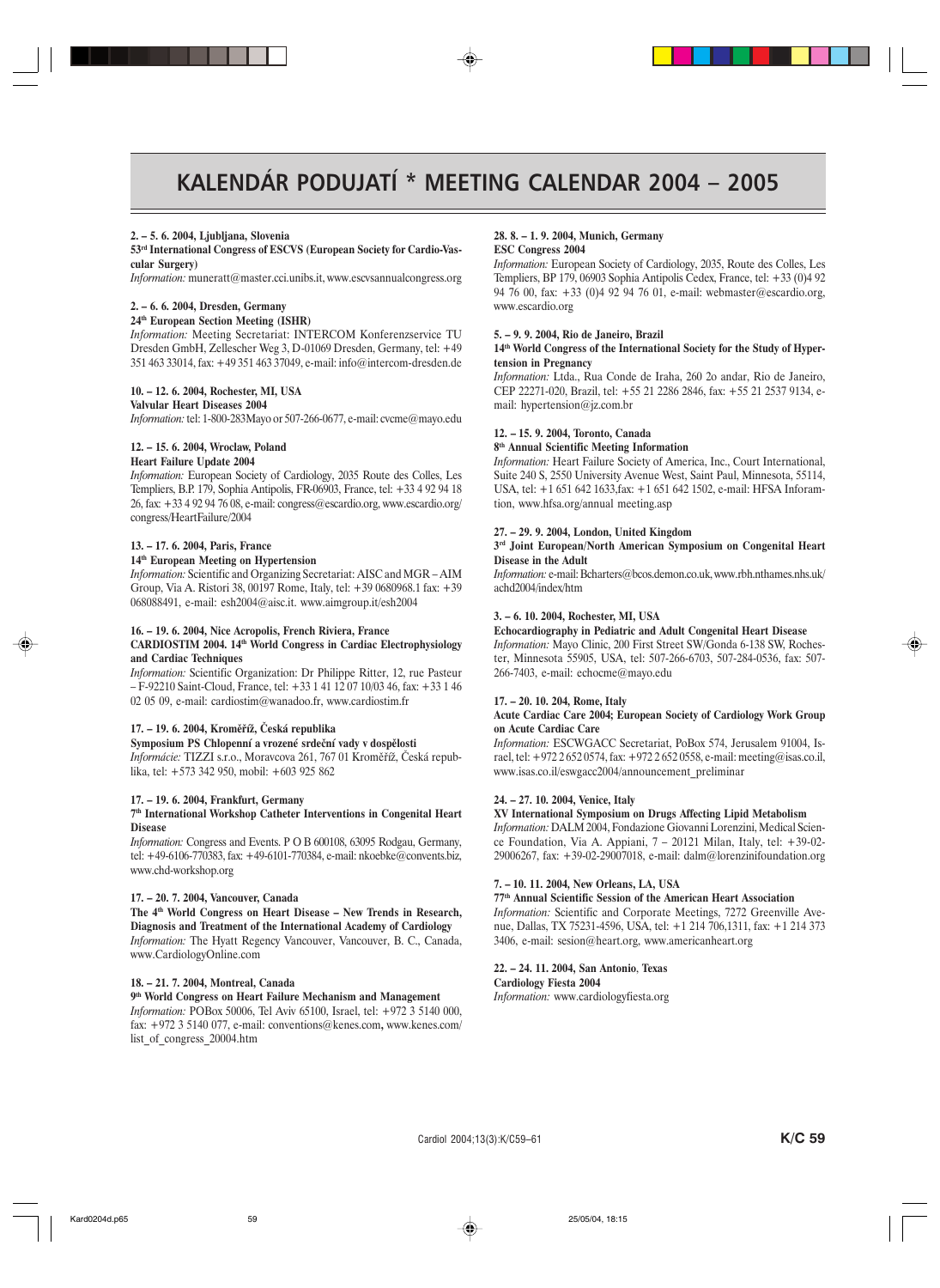# KALENDÁR PODUJATÍ * MEETING CALENDAR 2004 – 2005

**2. – 5. 6. 2004, Ljubljana, Slovenia**
**53rd International Congress of ESCVS (European Society for Cardio-Vascular Surgery)**
*Information:* muneratt@master.cci.unibs.it, www.escvsannualcongress.org

**2. – 6. 6. 2004, Dresden, Germany**
**24th European Section Meeting (ISHR)**
*Information:* Meeting Secretariat: INTERCOM Konferenzservice TU Dresden GmbH, Zellescher Weg 3, D-01069 Dresden, Germany, tel: +49 351 463 33014, fax: +49 351 463 37049, e-mail: info@intercom-dresden.de

**10. – 12. 6. 2004, Rochester, MI, USA**
**Valvular Heart Diseases 2004**
*Information:* tel: 1-800-283Mayo or 507-266-0677, e-mail: cvcme@mayo.edu

**12. – 15. 6. 2004, Wroclaw, Poland**
**Heart Failure Update 2004**
*Information:* European Society of Cardiology, 2035 Route des Colles, Les Templiers, B.P. 179, Sophia Antipolis, FR-06903, France, tel: +33 4 92 94 18 26, fax: +33 4 92 94 76 08, e-mail: congress@escardio.org, www.escardio.org/congress/HeartFailure/2004

**13. – 17. 6. 2004, Paris, France**
**14th European Meeting on Hypertension**
*Information:* Scientific and Organizing Secretariat: AISC and MGR – AIM Group, Via A. Ristori 38, 00197 Rome, Italy, tel: +39 0680968.1 fax: +39 068088491, e-mail: esh2004@aisc.it. www.aimgroup.it/esh2004

**16. – 19. 6. 2004, Nice Acropolis, French Riviera, France**
**CARDIOSTIM 2004. 14th World Congress in Cardiac Electrophysiology and Cardiac Techniques**
*Information:* Scientific Organization: Dr Philippe Ritter, 12, rue Pasteur – F-92210 Saint-Cloud, France, tel: +33 1 41 12 07 10/03 46, fax: +33 1 46 02 05 09, e-mail: cardiostim@wanadoo.fr, www.cardiostim.fr

**17. – 19. 6. 2004, Kroměříž, Česká republika**
**Symposium PS Chlopenní a vrozené srdeční vady v dospělosti**
*Informácie:* TIZZI s.r.o., Moravcova 261, 767 01 Kroměříž, Česká republika, tel: +573 342 950, mobil: +603 925 862

**17. – 19. 6. 2004, Frankfurt, Germany**
**7th International Workshop Catheter Interventions in Congenital Heart Disease**
*Information:* Congress and Events. P O B 600108, 63095 Rodgau, Germany, tel: +49-6106-770383, fax: +49-6101-770384, e-mail: nkoebke@convents.biz, www.chd-workshop.org

**17. – 20. 7. 2004, Vancouver, Canada**
**The 4th World Congress on Heart Disease – New Trends in Research, Diagnosis and Treatment of the International Academy of Cardiology**
*Information:* The Hyatt Regency Vancouver, Vancouver, B. C., Canada, www.CardiologyOnline.com

**18. – 21. 7. 2004, Montreal, Canada**
**9th World Congress on Heart Failure Mechanism and Management**
*Information:* POBox 50006, Tel Aviv 65100, Israel, tel: +972 3 5140 000, fax: +972 3 5140 077, e-mail: conventions@kenes.com, www.kenes.com/list_of_congress_20004.htm

**28. 8. – 1. 9. 2004, Munich, Germany**
**ESC Congress 2004**
*Information:* European Society of Cardiology, 2035, Route des Colles, Les Templiers, BP 179, 06903 Sophia Antipolis Cedex, France, tel: +33 (0)4 92 94 76 00, fax: +33 (0)4 92 94 76 01, e-mail: webmaster@escardio.org, www.escardio.org

**5. – 9. 9. 2004, Rio de Janeiro, Brazil**
**14th World Congress of the International Society for the Study of Hypertension in Pregnancy**
*Information:* Ltda., Rua Conde de Iraha, 260 2o andar, Rio de Janeiro, CEP 22271-020, Brazil, tel: +55 21 2286 2846, fax: +55 21 2537 9134, e-mail: hypertension@jz.com.br

**12. – 15. 9. 2004, Toronto, Canada**
**8th Annual Scientific Meeting Information**
*Information:* Heart Failure Society of America, Inc., Court International, Suite 240 S, 2550 University Avenue West, Saint Paul, Minnesota, 55114, USA, tel: +1 651 642 1633,fax: +1 651 642 1502, e-mail: HFSA Inforamtion, www.hfsa.org/annual meeting.asp

**27. – 29. 9. 2004, London, United Kingdom**
**3rd Joint European/North American Symposium on Congenital Heart Disease in the Adult**
*Information:* e-mail: Bcharters@bcos.demon.co.uk, www.rbh.nthames.nhs.uk/achd2004/index/htm

**3. – 6. 10. 2004, Rochester, MI, USA**
**Echocardiography in Pediatric and Adult Congenital Heart Disease**
*Information:* Mayo Clinic, 200 First Street SW/Gonda 6-138 SW, Rochester, Minnesota 55905, USA, tel: 507-266-6703, 507-284-0536, fax: 507-266-7403, e-mail: echocme@mayo.edu

**17. – 20. 10. 204, Rome, Italy**
**Acute Cardiac Care 2004; European Society of Cardiology Work Group on Acute Cardiac Care**
*Information:* ESCWGACC Secretariat, PoBox 574, Jerusalem 91004, Israel, tel: +972 2 652 0574, fax: +972 2 652 0558, e-mail: meeting@isas.co.il, www.isas.co.il/eswgacc2004/announcement_preliminar

**24. – 27. 10. 2004, Venice, Italy**
**XV International Symposium on Drugs Affecting Lipid Metabolism**
*Information:* DALM 2004, Fondazione Giovanni Lorenzini, Medical Science Foundation, Via A. Appiani, 7 – 20121 Milan, Italy, tel: +39-02-29006267, fax: +39-02-29007018, e-mail: dalm@lorenzinifoundation.org

**7. – 10. 11. 2004, New Orleans, LA, USA**
**77th Annual Scientific Session of the American Heart Association**
*Information:* Scientific and Corporate Meetings, 7272 Greenville Avenue, Dallas, TX 75231-4596, USA, tel: +1 214 706,1311, fax: +1 214 373 3406, e-mail: sesion@heart.org, www.americanheart.org

**22. – 24. 11. 2004, San Antonio, Texas**
**Cardiology Fiesta 2004**
*Information:* www.cardiologyfiesta.org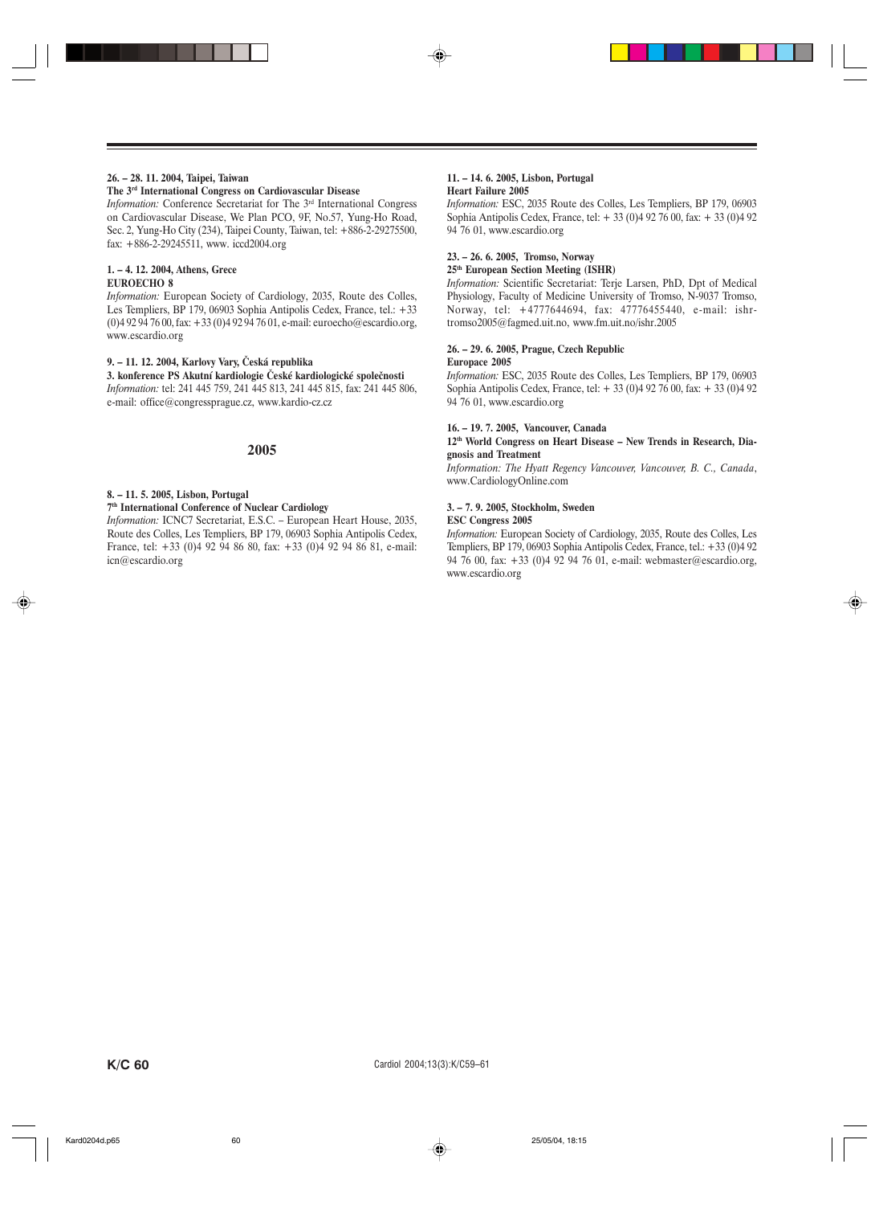**26. – 28. 11. 2004, Taipei, Taiwan**
**The 3rd International Congress on Cardiovascular Disease**
*Information:* Conference Secretariat for The 3rd International Congress on Cardiovascular Disease, We Plan PCO, 9F, No.57, Yung-Ho Road, Sec. 2, Yung-Ho City (234), Taipei County, Taiwan, tel: +886-2-29275500, fax: +886-2-29245511, www. iccd2004.org

**1. – 4. 12. 2004, Athens, Grece**
**EUROECHO 8**
*Information:* European Society of Cardiology, 2035, Route des Colles, Les Templiers, BP 179, 06903 Sophia Antipolis Cedex, France, tel.: +33 (0)4 92 94 76 00, fax: +33 (0)4 92 94 76 01, e-mail: euroecho@escardio.org, www.escardio.org

**9. – 11. 12. 2004, Karlovy Vary, Česká republika**
**3. konference PS Akutní kardiologie České kardiologické společnosti**
*Information:* tel: 241 445 759, 241 445 813, 241 445 815, fax: 241 445 806, e-mail: office@congressprague.cz, www.kardio-cz.cz

## 2005

**8. – 11. 5. 2005, Lisbon, Portugal**
**7th International Conference of Nuclear Cardiology**
*Information:* ICNC7 Secretariat, E.S.C. – European Heart House, 2035, Route des Colles, Les Templiers, BP 179, 06903 Sophia Antipolis Cedex, France, tel: +33 (0)4 92 94 86 80, fax: +33 (0)4 92 94 86 81, e-mail: icn@escardio.org

**11. – 14. 6. 2005, Lisbon, Portugal**
**Heart Failure 2005**
*Information:* ESC, 2035 Route des Colles, Les Templiers, BP 179, 06903 Sophia Antipolis Cedex, France, tel: + 33 (0)4 92 76 00, fax: + 33 (0)4 92 94 76 01, www.escardio.org

**23. – 26. 6. 2005, Tromso, Norway**
**25th European Section Meeting (ISHR)**
*Information:* Scientific Secretariat: Terje Larsen, PhD, Dpt of Medical Physiology, Faculty of Medicine University of Tromso, N-9037 Tromso, Norway, tel: +4777644694, fax: 47776455440, e-mail: ishr-tromso2005@fagmed.uit.no, www.fm.uit.no/ishr.2005

**26. – 29. 6. 2005, Prague, Czech Republic**
**Europace 2005**
*Information:* ESC, 2035 Route des Colles, Les Templiers, BP 179, 06903 Sophia Antipolis Cedex, France, tel: + 33 (0)4 92 76 00, fax: + 33 (0)4 92 94 76 01, www.escardio.org

**16. – 19. 7. 2005, Vancouver, Canada**
**12th World Congress on Heart Disease – New Trends in Research, Diagnosis and Treatment**
*Information: The Hyatt Regency Vancouver, Vancouver, B. C., Canada*, www.CardiologyOnline.com

**3. – 7. 9. 2005, Stockholm, Sweden**
**ESC Congress 2005**
*Information:* European Society of Cardiology, 2035, Route des Colles, Les Templiers, BP 179, 06903 Sophia Antipolis Cedex, France, tel.: +33 (0)4 92 94 76 00, fax: +33 (0)4 92 94 76 01, e-mail: webmaster@escardio.org, www.escardio.org